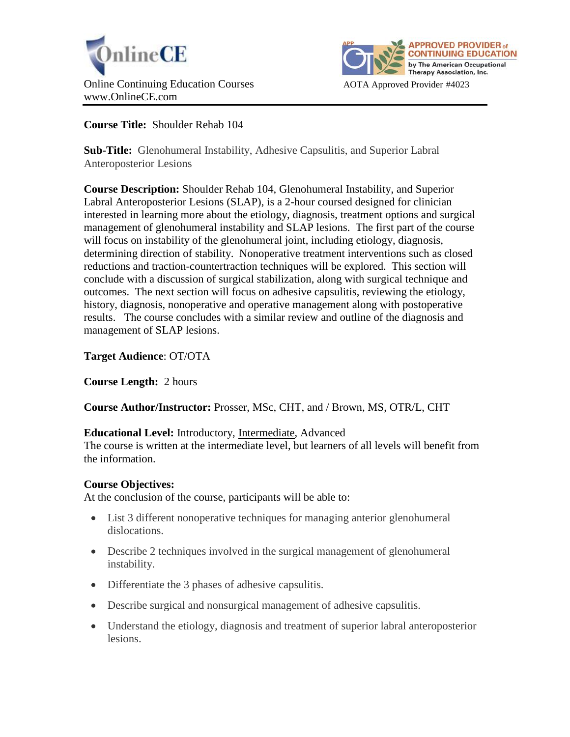OnlineCE

Online Continuing Education Courses
www.OnlineCE.com

APPROVED PROVIDER of CONTINUING EDUCATION by The American Occupational Therapy Association, Inc.

AOTA Approved Provider #4023

**Course Title:** Shoulder Rehab 104

**Sub-Title:** Glenohumeral Instability, Adhesive Capsulitis, and Superior Labral Anteroposterior Lesions

**Course Description:** Shoulder Rehab 104, Glenohumeral Instability, and Superior Labral Anteroposterior Lesions (SLAP), is a 2-hour coursed designed for clinician interested in learning more about the etiology, diagnosis, treatment options and surgical management of glenohumeral instability and SLAP lesions. The first part of the course will focus on instability of the glenohumeral joint, including etiology, diagnosis, determining direction of stability. Nonoperative treatment interventions such as closed reductions and traction-countertraction techniques will be explored. This section will conclude with a discussion of surgical stabilization, along with surgical technique and outcomes. The next section will focus on adhesive capsulitis, reviewing the etiology, history, diagnosis, nonoperative and operative management along with postoperative results. The course concludes with a similar review and outline of the diagnosis and management of SLAP lesions.

**Target Audience**: OT/OTA

**Course Length:** 2 hours

**Course Author/Instructor:** Prosser, MSc, CHT, and / Brown, MS, OTR/L, CHT

**Educational Level:** Introductory, Intermediate, Advanced
The course is written at the intermediate level, but learners of all levels will benefit from the information.

**Course Objectives:**
At the conclusion of the course, participants will be able to:

- List 3 different nonoperative techniques for managing anterior glenohumeral dislocations.
- Describe 2 techniques involved in the surgical management of glenohumeral instability.
- Differentiate the 3 phases of adhesive capsulitis.
- Describe surgical and nonsurgical management of adhesive capsulitis.
- Understand the etiology, diagnosis and treatment of superior labral anteroposterior lesions.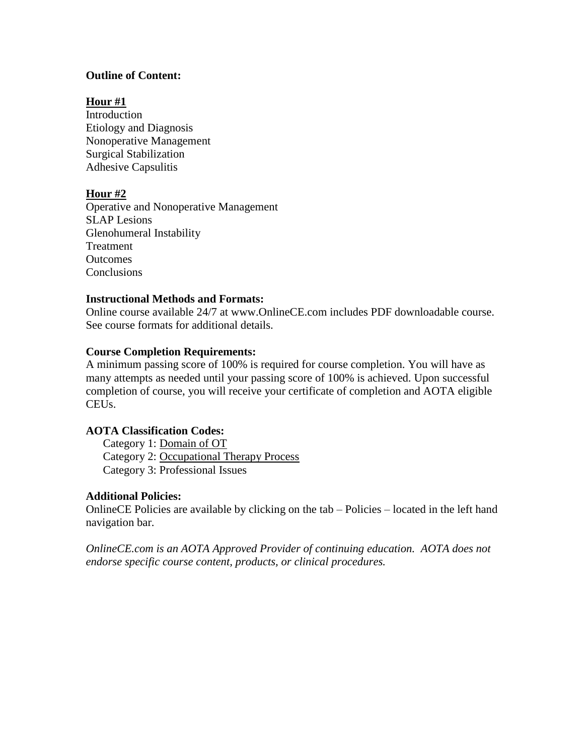**Outline of Content:**

**Hour #1**

Introduction
Etiology and Diagnosis
Nonoperative Management
Surgical Stabilization
Adhesive Capsulitis

**Hour #2**

Operative and Nonoperative Management
SLAP Lesions
Glenohumeral Instability
Treatment
Outcomes
Conclusions

**Instructional Methods and Formats:**
Online course available 24/7 at www.OnlineCE.com includes PDF downloadable course. See course formats for additional details.

**Course Completion Requirements:**
A minimum passing score of 100% is required for course completion. You will have as many attempts as needed until your passing score of 100% is achieved. Upon successful completion of course, you will receive your certificate of completion and AOTA eligible CEUs.

**AOTA Classification Codes:**

Category 1: Domain of OT
Category 2: Occupational Therapy Process
Category 3: Professional Issues

**Additional Policies:**
OnlineCE Policies are available by clicking on the tab – Policies – located in the left hand navigation bar.

*OnlineCE.com is an AOTA Approved Provider of continuing education. AOTA does not endorse specific course content, products, or clinical procedures.*